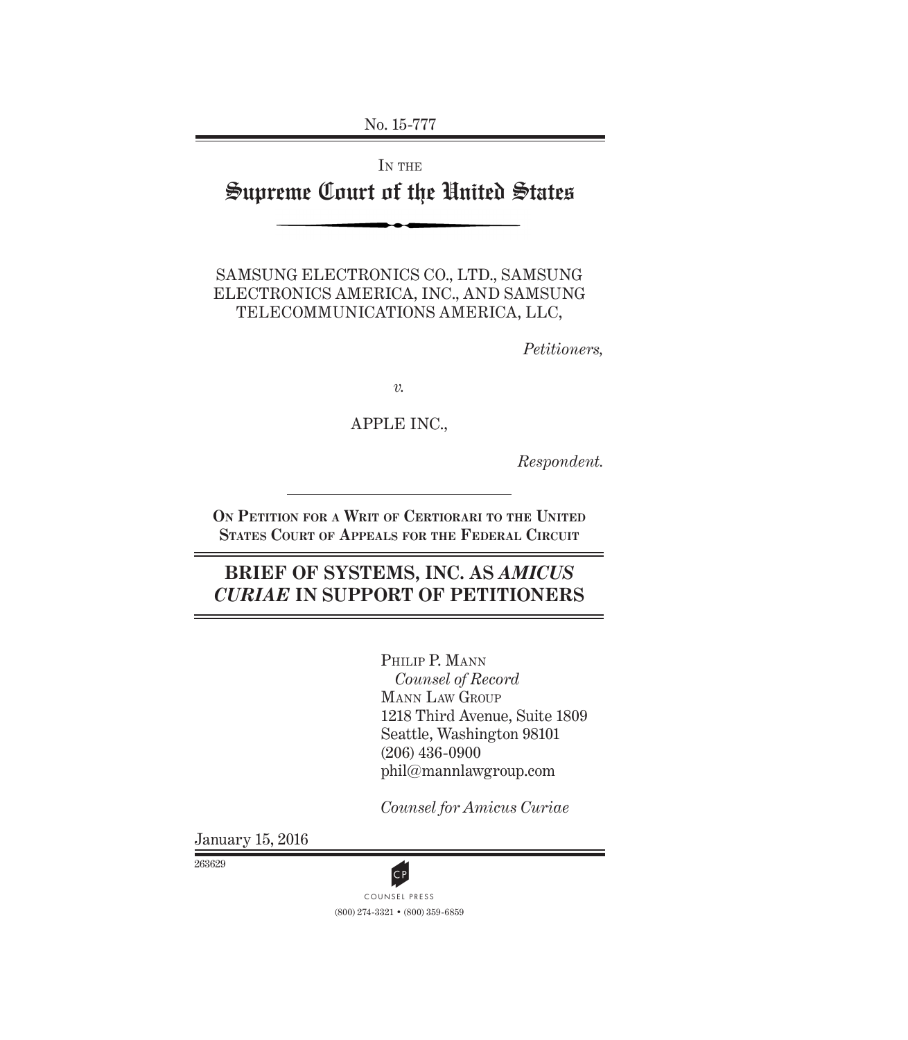No. 15-777

IN THE

# Supreme Court of the United States

SAMSUNG ELECTRONICS CO., LTD., SAMSUNG ELECTRONICS AMERICA, INC., AND SAMSUNG TELECOMMUNICATIONS AMERICA, LLC,

*Petitioners,*

*v.*

APPLE INC.,

*Respondent.*

**ON PETITION FOR A WRIT OF CERTIORARI TO THE UNITED STATES COURT OF APPEALS FOR THE FEDERAL CIRCUIT**

## BRIEF OF SYSTEMS, INC. AS *AMICUS CURIAE* IN SUPPORT OF PETITIONERS

PHILIP P. MANN
*Counsel of Record*
MANN LAW GROUP
1218 Third Avenue, Suite 1809
Seattle, Washington 98101
(206) 436-0900
phil@mannlawgroup.com

*Counsel for Amicus Curiae*

January 15, 2016

263629

COUNSEL PRESS
(800) 274-3321 • (800) 359-6859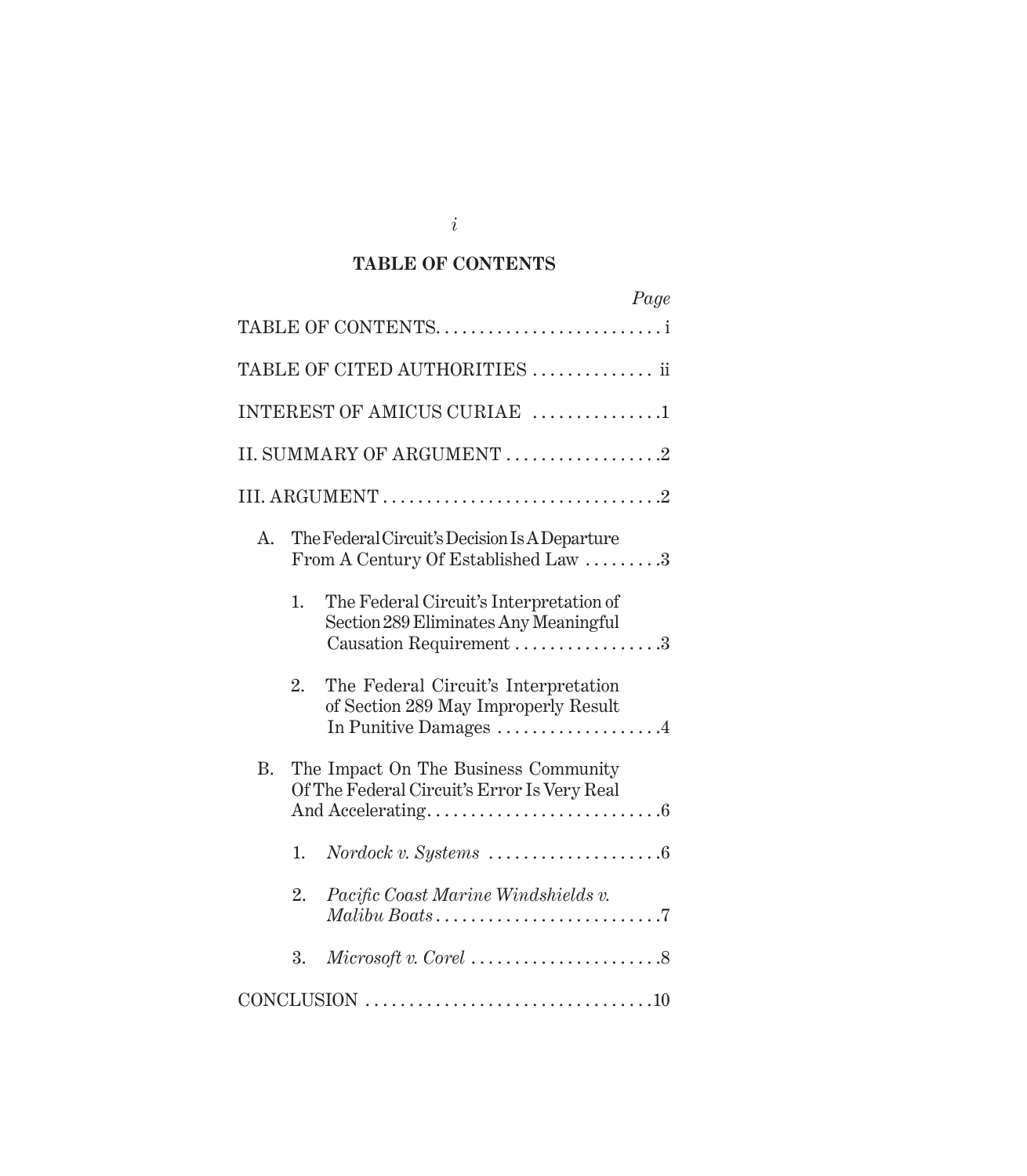# TABLE OF CONTENTS

| | Page |
|---|---|
| TABLE OF CONTENTS | i |
| TABLE OF CITED AUTHORITIES | ii |
| INTEREST OF AMICUS CURIAE | 1 |
| II. SUMMARY OF ARGUMENT | 2 |
| III. ARGUMENT | 2 |
| A. The Federal Circuit's Decision Is A Departure From A Century Of Established Law | 3 |
| 1. The Federal Circuit's Interpretation of Section 289 Eliminates Any Meaningful Causation Requirement | 3 |
| 2. The Federal Circuit's Interpretation of Section 289 May Improperly Result In Punitive Damages | 4 |
| B. The Impact On The Business Community Of The Federal Circuit's Error Is Very Real And Accelerating | 6 |
| 1. *Nordock v. Systems* | 6 |
| 2. *Pacific Coast Marine Windshields v. Malibu Boats* | 7 |
| 3. *Microsoft v. Corel* | 8 |
| CONCLUSION | 10 |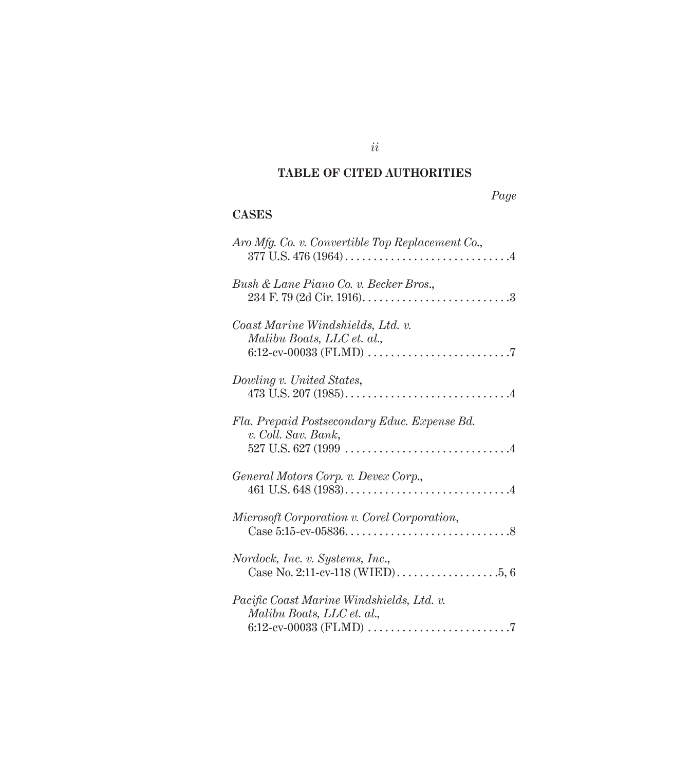## TABLE OF CITED AUTHORITIES

*Page*

### CASES

*Aro Mfg. Co. v. Convertible Top Replacement Co.*, 377 U.S. 476 (1964) . . . . . . . . . . . . . . . . . . . . . . . . . . . . . 4

*Bush & Lane Piano Co. v. Becker Bros.*, 234 F. 79 (2d Cir. 1916) . . . . . . . . . . . . . . . . . . . . . . . . . . 3

*Coast Marine Windshields, Ltd. v. Malibu Boats, LLC et. al.*, 6:12-cv-00033 (FLMD) . . . . . . . . . . . . . . . . . . . . . . . . . 7

*Dowling v. United States*, 473 U.S. 207 (1985) . . . . . . . . . . . . . . . . . . . . . . . . . . . . . 4

*Fla. Prepaid Postsecondary Educ. Expense Bd. v. Coll. Sav. Bank*, 527 U.S. 627 (1999 . . . . . . . . . . . . . . . . . . . . . . . . . . . . . 4

*General Motors Corp. v. Devex Corp.*, 461 U.S. 648 (1983) . . . . . . . . . . . . . . . . . . . . . . . . . . . . . 4

*Microsoft Corporation v. Corel Corporation*, Case 5:15-cv-05836 . . . . . . . . . . . . . . . . . . . . . . . . . . . . . 8

*Nordock, Inc. v. Systems, Inc.*, Case No. 2:11-cv-118 (WIED) . . . . . . . . . . . . . . . . . . 5, 6

*Pacific Coast Marine Windshields, Ltd. v. Malibu Boats, LLC et. al.*, 6:12-cv-00033 (FLMD) . . . . . . . . . . . . . . . . . . . . . . . . . 7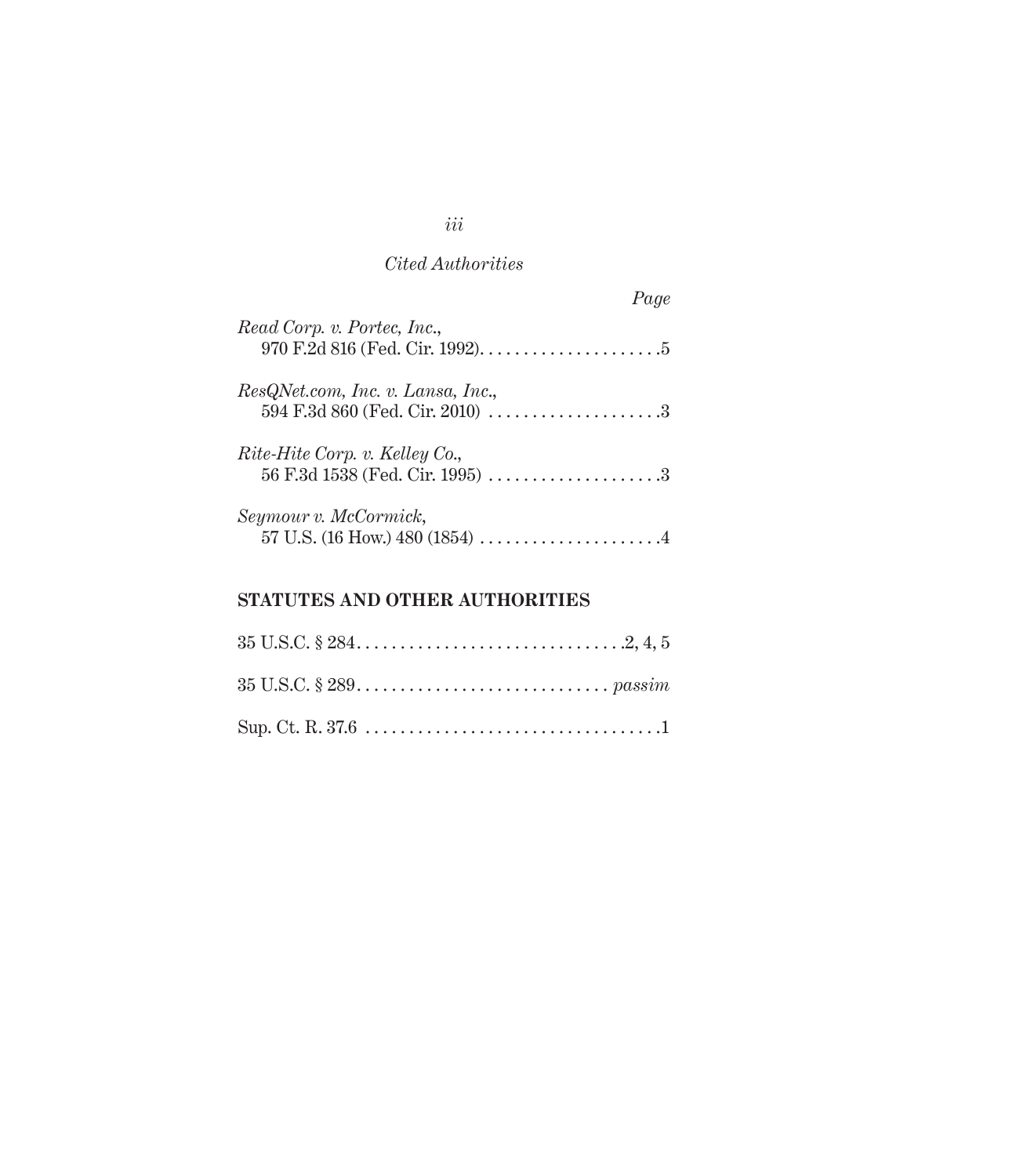*Cited Authorities*

*Page*

*Read Corp. v. Portec, Inc.*,
970 F.2d 816 (Fed. Cir. 1992). . . . . . . . . . . . . . . . . . . . . .5

*ResQNet.com, Inc. v. Lansa, Inc.*,
594 F.3d 860 (Fed. Cir. 2010) . . . . . . . . . . . . . . . . . . . . .3

*Rite-Hite Corp. v. Kelley Co.*,
56 F.3d 1538 (Fed. Cir. 1995) . . . . . . . . . . . . . . . . . . . . .3

*Seymour v. McCormick*,
57 U.S. (16 How.) 480 (1854) . . . . . . . . . . . . . . . . . . . . . .4

## STATUTES AND OTHER AUTHORITIES

35 U.S.C. § 284. . . . . . . . . . . . . . . . . . . . . . . . . . . . . . . .2, 4, 5

35 U.S.C. § 289. . . . . . . . . . . . . . . . . . . . . . . . . . . . . *passim*

Sup. Ct. R. 37.6 . . . . . . . . . . . . . . . . . . . . . . . . . . . . . . . . . .1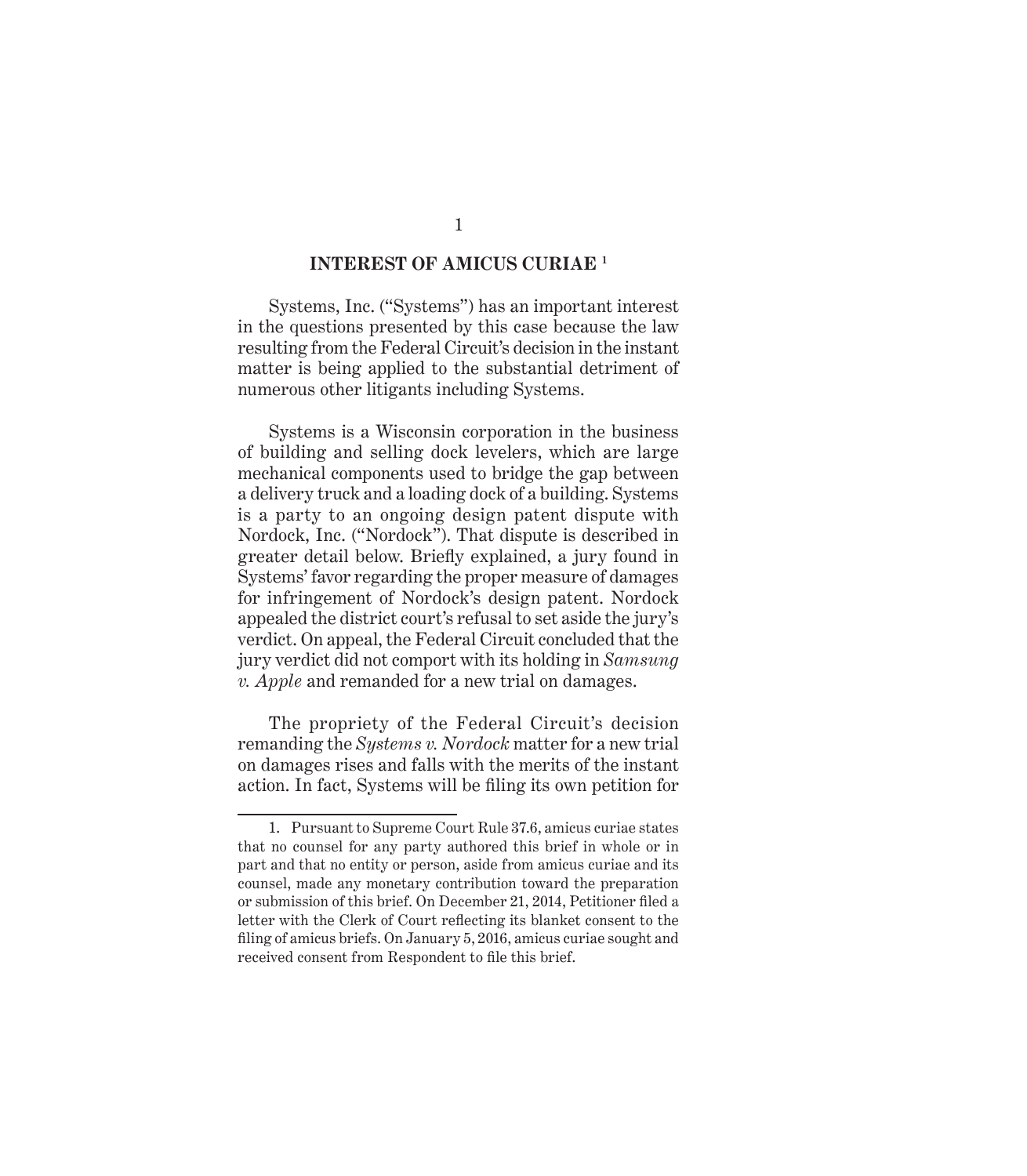## INTEREST OF AMICUS CURIAE [1]

Systems, Inc. ("Systems") has an important interest in the questions presented by this case because the law resulting from the Federal Circuit's decision in the instant matter is being applied to the substantial detriment of numerous other litigants including Systems.

Systems is a Wisconsin corporation in the business of building and selling dock levelers, which are large mechanical components used to bridge the gap between a delivery truck and a loading dock of a building. Systems is a party to an ongoing design patent dispute with Nordock, Inc. ("Nordock"). That dispute is described in greater detail below. Briefly explained, a jury found in Systems' favor regarding the proper measure of damages for infringement of Nordock's design patent. Nordock appealed the district court's refusal to set aside the jury's verdict. On appeal, the Federal Circuit concluded that the jury verdict did not comport with its holding in *Samsung v. Apple* and remanded for a new trial on damages.

The propriety of the Federal Circuit's decision remanding the *Systems v. Nordock* matter for a new trial on damages rises and falls with the merits of the instant action. In fact, Systems will be filing its own petition for

---

1. Pursuant to Supreme Court Rule 37.6, amicus curiae states that no counsel for any party authored this brief in whole or in part and that no entity or person, aside from amicus curiae and its counsel, made any monetary contribution toward the preparation or submission of this brief. On December 21, 2014, Petitioner filed a letter with the Clerk of Court reflecting its blanket consent to the filing of amicus briefs. On January 5, 2016, amicus curiae sought and received consent from Respondent to file this brief.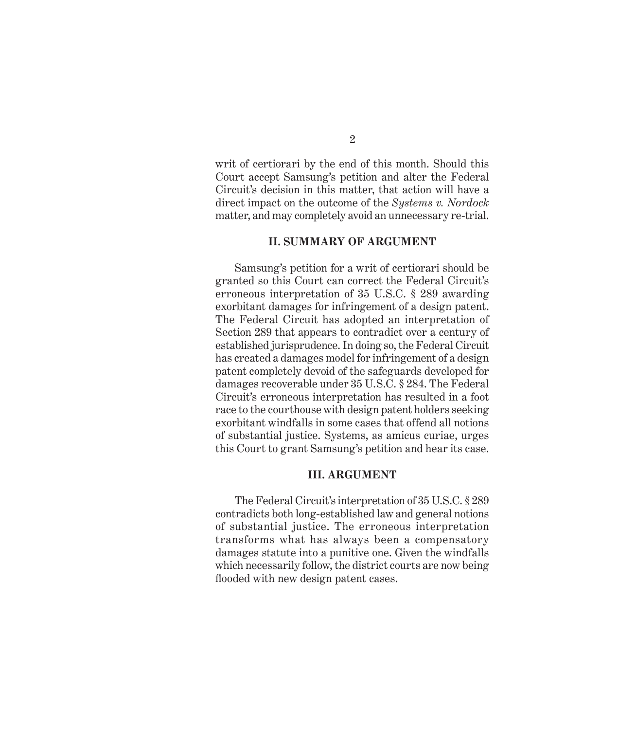writ of certiorari by the end of this month. Should this Court accept Samsung's petition and alter the Federal Circuit's decision in this matter, that action will have a direct impact on the outcome of the *Systems v. Nordock* matter, and may completely avoid an unnecessary re-trial.

## II. SUMMARY OF ARGUMENT

Samsung's petition for a writ of certiorari should be granted so this Court can correct the Federal Circuit's erroneous interpretation of 35 U.S.C. § 289 awarding exorbitant damages for infringement of a design patent. The Federal Circuit has adopted an interpretation of Section 289 that appears to contradict over a century of established jurisprudence. In doing so, the Federal Circuit has created a damages model for infringement of a design patent completely devoid of the safeguards developed for damages recoverable under 35 U.S.C. § 284. The Federal Circuit's erroneous interpretation has resulted in a foot race to the courthouse with design patent holders seeking exorbitant windfalls in some cases that offend all notions of substantial justice. Systems, as amicus curiae, urges this Court to grant Samsung's petition and hear its case.

## III. ARGUMENT

The Federal Circuit's interpretation of 35 U.S.C. § 289 contradicts both long-established law and general notions of substantial justice. The erroneous interpretation transforms what has always been a compensatory damages statute into a punitive one. Given the windfalls which necessarily follow, the district courts are now being flooded with new design patent cases.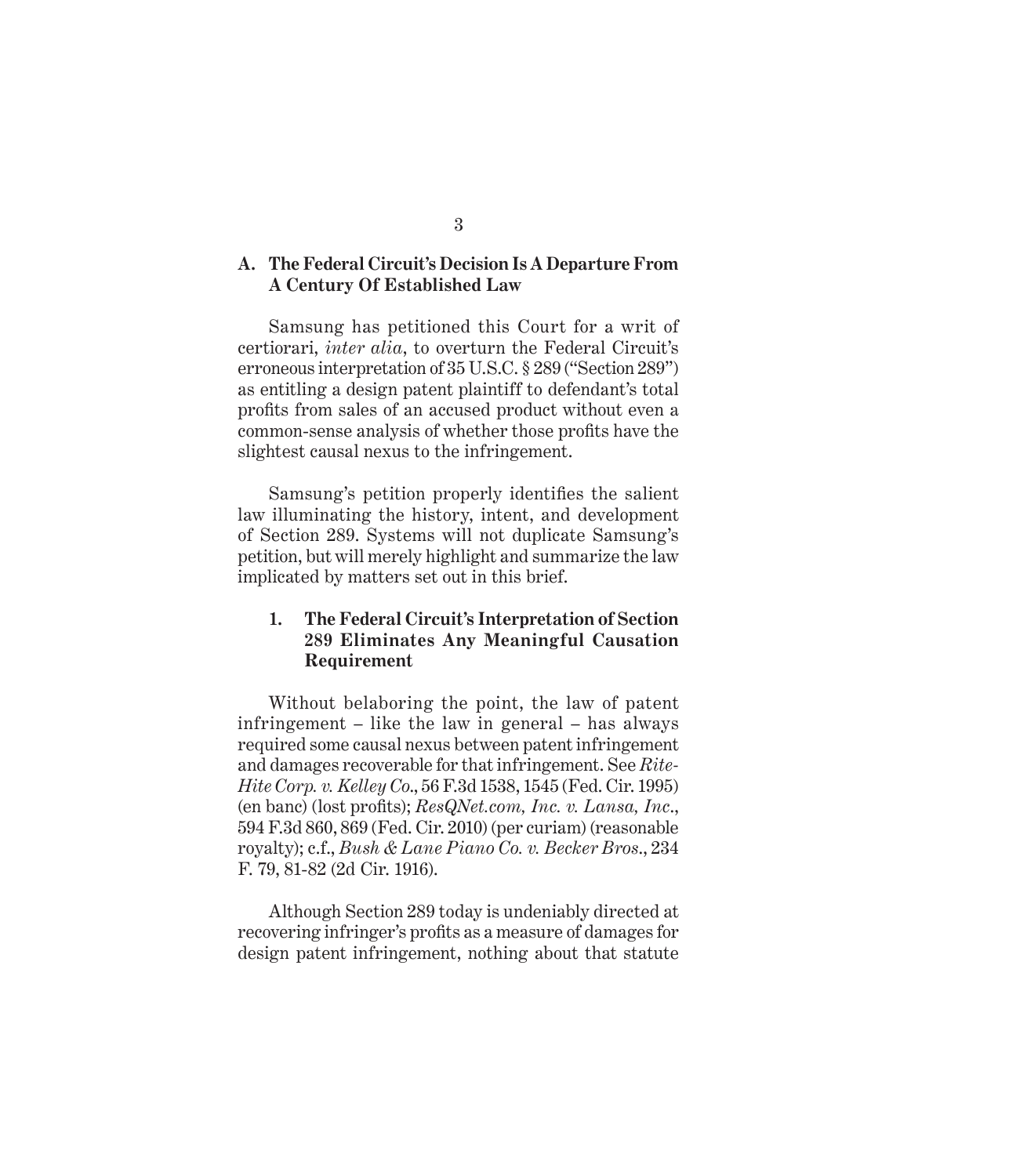### A. The Federal Circuit's Decision Is A Departure From A Century Of Established Law

Samsung has petitioned this Court for a writ of certiorari, *inter alia*, to overturn the Federal Circuit's erroneous interpretation of 35 U.S.C. § 289 ("Section 289") as entitling a design patent plaintiff to defendant's total profits from sales of an accused product without even a common-sense analysis of whether those profits have the slightest causal nexus to the infringement.

Samsung's petition properly identifies the salient law illuminating the history, intent, and development of Section 289. Systems will not duplicate Samsung's petition, but will merely highlight and summarize the law implicated by matters set out in this brief.

#### 1. The Federal Circuit's Interpretation of Section 289 Eliminates Any Meaningful Causation Requirement

Without belaboring the point, the law of patent infringement – like the law in general – has always required some causal nexus between patent infringement and damages recoverable for that infringement. See *Rite-Hite Corp. v. Kelley Co.*, 56 F.3d 1538, 1545 (Fed. Cir. 1995) (en banc) (lost profits); *ResQNet.com, Inc. v. Lansa, Inc.*, 594 F.3d 860, 869 (Fed. Cir. 2010) (per curiam) (reasonable royalty); c.f., *Bush & Lane Piano Co. v. Becker Bros.*, 234 F. 79, 81-82 (2d Cir. 1916).

Although Section 289 today is undeniably directed at recovering infringer's profits as a measure of damages for design patent infringement, nothing about that statute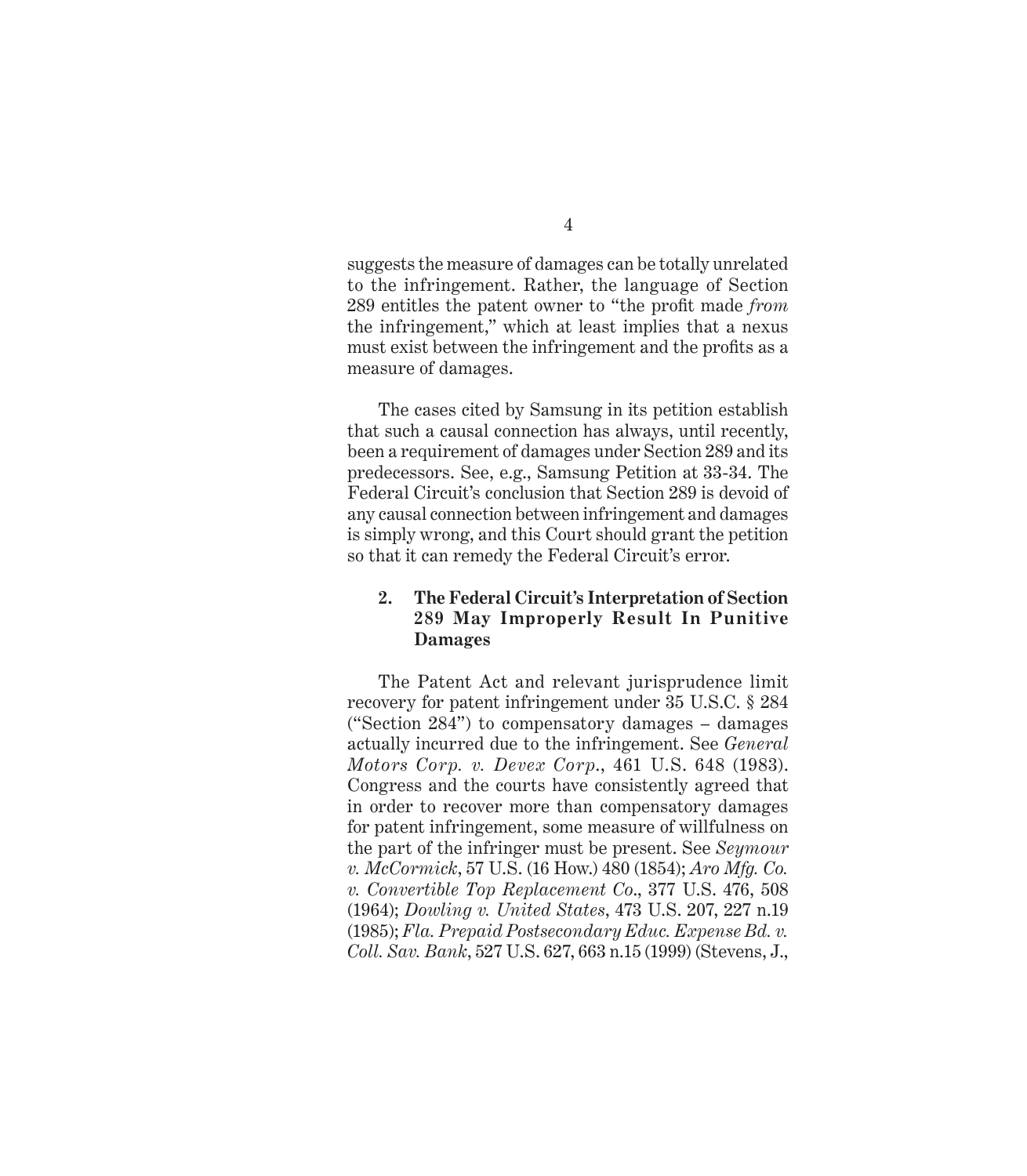suggests the measure of damages can be totally unrelated to the infringement. Rather, the language of Section 289 entitles the patent owner to "the profit made *from* the infringement," which at least implies that a nexus must exist between the infringement and the profits as a measure of damages.

The cases cited by Samsung in its petition establish that such a causal connection has always, until recently, been a requirement of damages under Section 289 and its predecessors. See, e.g., Samsung Petition at 33-34. The Federal Circuit's conclusion that Section 289 is devoid of any causal connection between infringement and damages is simply wrong, and this Court should grant the petition so that it can remedy the Federal Circuit's error.

### 2. The Federal Circuit's Interpretation of Section 289 May Improperly Result In Punitive Damages

The Patent Act and relevant jurisprudence limit recovery for patent infringement under 35 U.S.C. § 284 ("Section 284") to compensatory damages – damages actually incurred due to the infringement. See *General Motors Corp. v. Devex Corp.*, 461 U.S. 648 (1983). Congress and the courts have consistently agreed that in order to recover more than compensatory damages for patent infringement, some measure of willfulness on the part of the infringer must be present. See *Seymour v. McCormick*, 57 U.S. (16 How.) 480 (1854); *Aro Mfg. Co. v. Convertible Top Replacement Co.*, 377 U.S. 476, 508 (1964); *Dowling v. United States*, 473 U.S. 207, 227 n.19 (1985); *Fla. Prepaid Postsecondary Educ. Expense Bd. v. Coll. Sav. Bank*, 527 U.S. 627, 663 n.15 (1999) (Stevens, J.,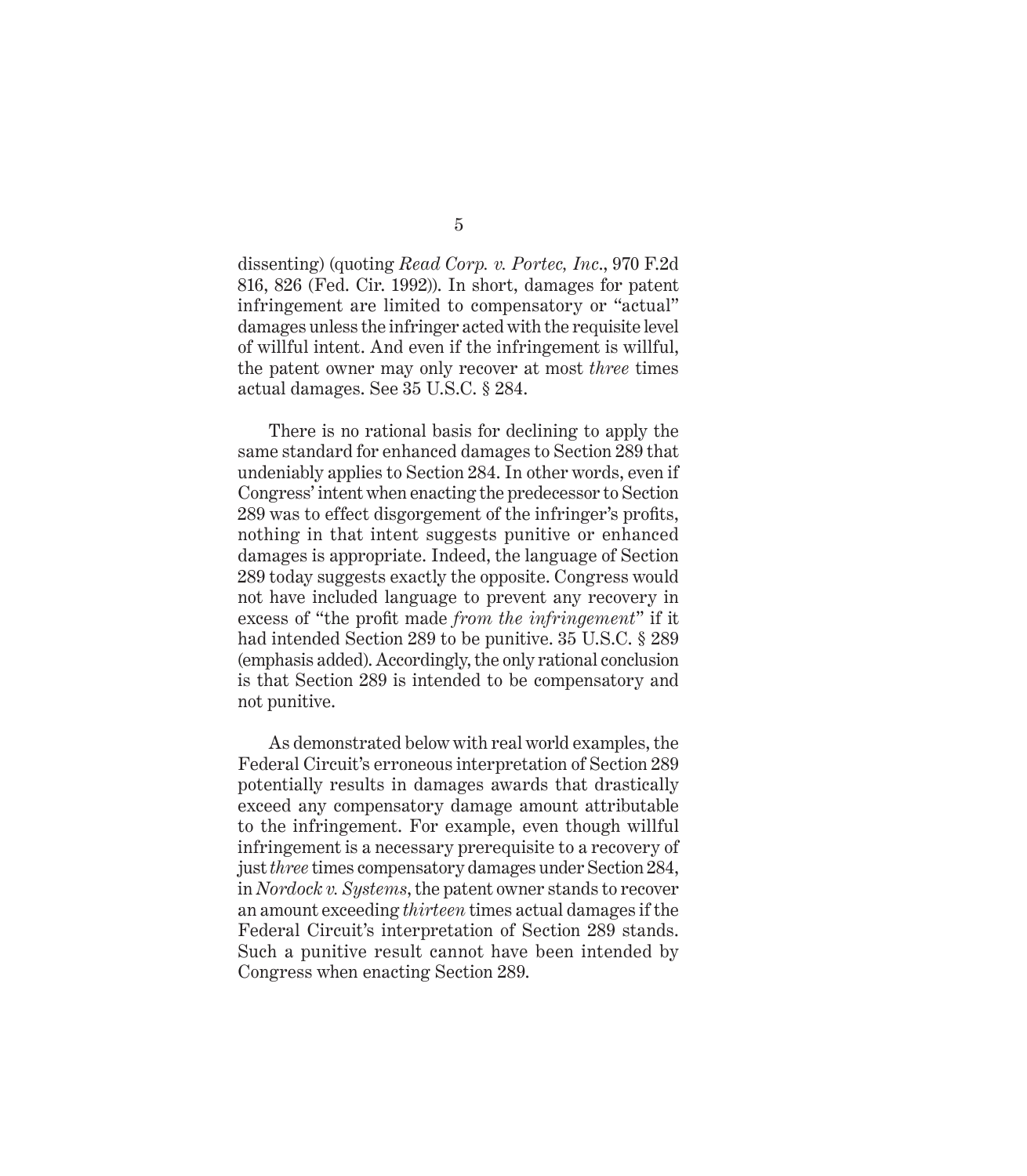dissenting) (quoting *Read Corp. v. Portec, Inc.*, 970 F.2d 816, 826 (Fed. Cir. 1992)). In short, damages for patent infringement are limited to compensatory or "actual" damages unless the infringer acted with the requisite level of willful intent. And even if the infringement is willful, the patent owner may only recover at most *three* times actual damages. See 35 U.S.C. § 284.

There is no rational basis for declining to apply the same standard for enhanced damages to Section 289 that undeniably applies to Section 284. In other words, even if Congress' intent when enacting the predecessor to Section 289 was to effect disgorgement of the infringer's profits, nothing in that intent suggests punitive or enhanced damages is appropriate. Indeed, the language of Section 289 today suggests exactly the opposite. Congress would not have included language to prevent any recovery in excess of "the profit made *from the infringement*" if it had intended Section 289 to be punitive. 35 U.S.C. § 289 (emphasis added). Accordingly, the only rational conclusion is that Section 289 is intended to be compensatory and not punitive.

As demonstrated below with real world examples, the Federal Circuit's erroneous interpretation of Section 289 potentially results in damages awards that drastically exceed any compensatory damage amount attributable to the infringement. For example, even though willful infringement is a necessary prerequisite to a recovery of just *three* times compensatory damages under Section 284, in *Nordock v. Systems*, the patent owner stands to recover an amount exceeding *thirteen* times actual damages if the Federal Circuit's interpretation of Section 289 stands. Such a punitive result cannot have been intended by Congress when enacting Section 289.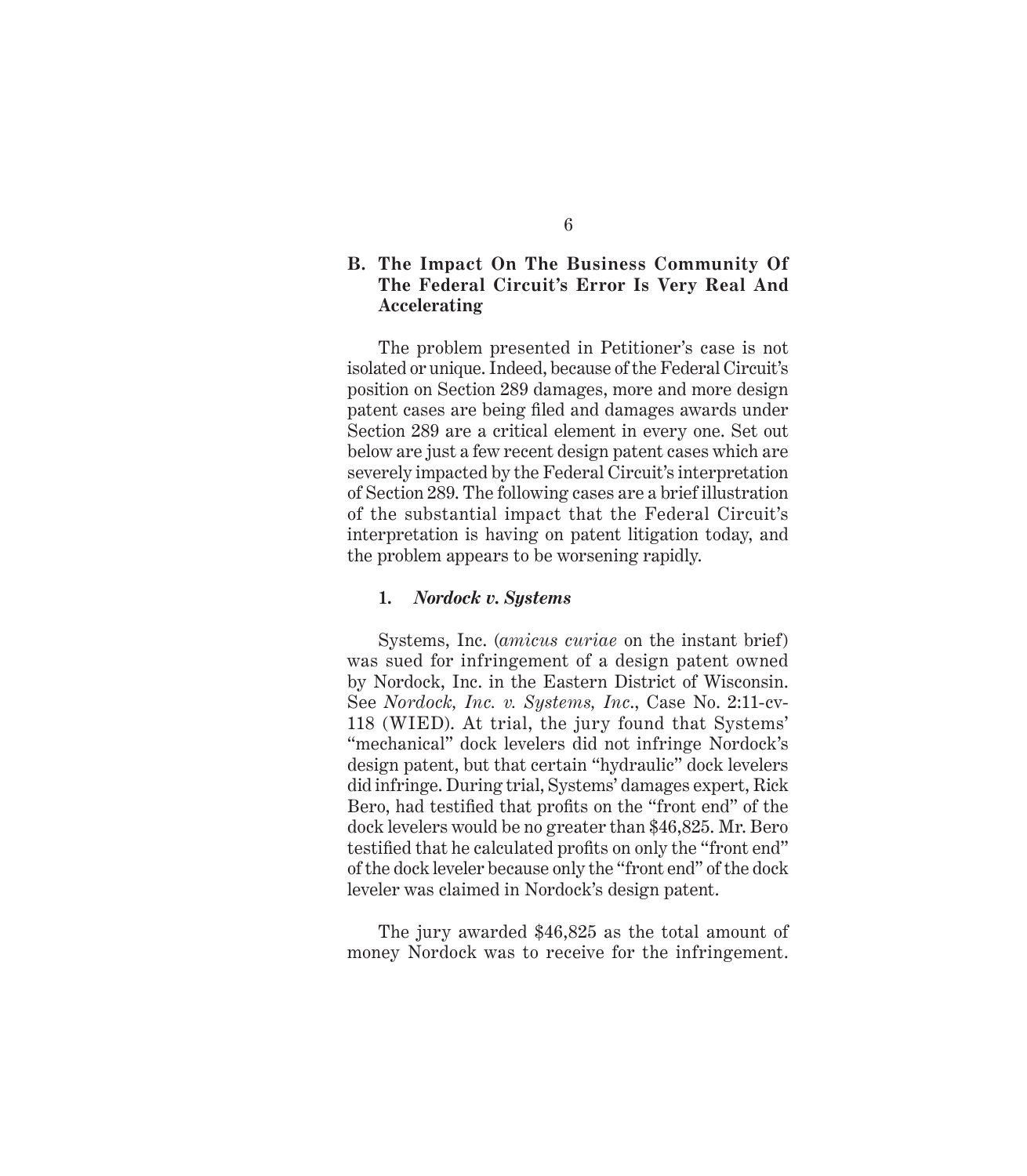### B. The Impact On The Business Community Of The Federal Circuit's Error Is Very Real And Accelerating

The problem presented in Petitioner's case is not isolated or unique. Indeed, because of the Federal Circuit's position on Section 289 damages, more and more design patent cases are being filed and damages awards under Section 289 are a critical element in every one. Set out below are just a few recent design patent cases which are severely impacted by the Federal Circuit's interpretation of Section 289. The following cases are a brief illustration of the substantial impact that the Federal Circuit's interpretation is having on patent litigation today, and the problem appears to be worsening rapidly.

#### 1. *Nordock v. Systems*

Systems, Inc. (*amicus curiae* on the instant brief) was sued for infringement of a design patent owned by Nordock, Inc. in the Eastern District of Wisconsin. See *Nordock, Inc. v. Systems, Inc.*, Case No. 2:11-cv-118 (WIED). At trial, the jury found that Systems' "mechanical" dock levelers did not infringe Nordock's design patent, but that certain "hydraulic" dock levelers did infringe. During trial, Systems' damages expert, Rick Bero, had testified that profits on the "front end" of the dock levelers would be no greater than $46,825. Mr. Bero testified that he calculated profits on only the "front end" of the dock leveler because only the "front end" of the dock leveler was claimed in Nordock's design patent.

The jury awarded $46,825 as the total amount of money Nordock was to receive for the infringement.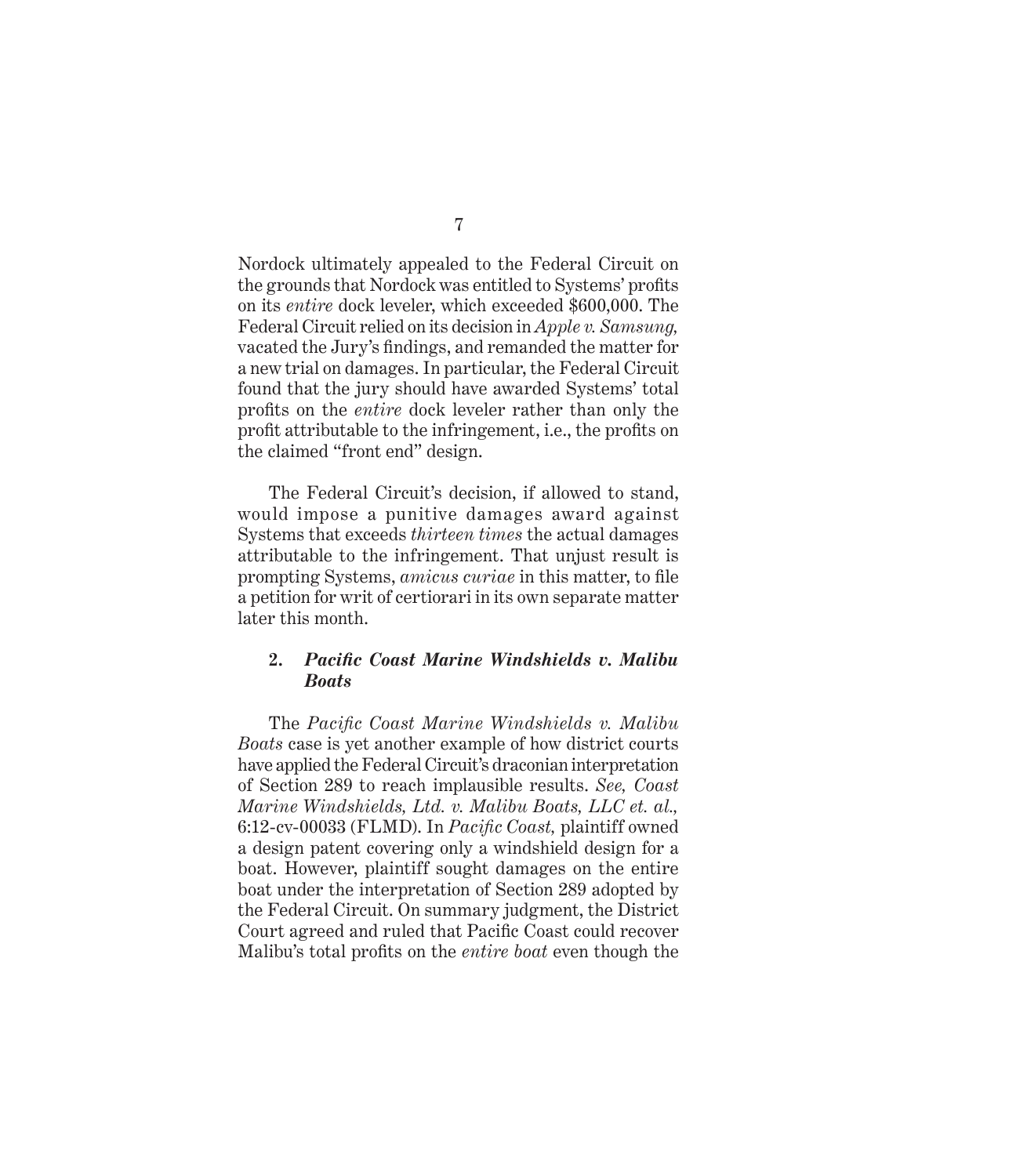Nordock ultimately appealed to the Federal Circuit on the grounds that Nordock was entitled to Systems' profits on its *entire* dock leveler, which exceeded $600,000. The Federal Circuit relied on its decision in *Apple v. Samsung,* vacated the Jury's findings, and remanded the matter for a new trial on damages. In particular, the Federal Circuit found that the jury should have awarded Systems' total profits on the *entire* dock leveler rather than only the profit attributable to the infringement, i.e., the profits on the claimed "front end" design.

The Federal Circuit's decision, if allowed to stand, would impose a punitive damages award against Systems that exceeds *thirteen times* the actual damages attributable to the infringement. That unjust result is prompting Systems, *amicus curiae* in this matter, to file a petition for writ of certiorari in its own separate matter later this month.

### 2. *Pacific Coast Marine Windshields v. Malibu Boats*

The *Pacific Coast Marine Windshields v. Malibu Boats* case is yet another example of how district courts have applied the Federal Circuit's draconian interpretation of Section 289 to reach implausible results. *See, Coast Marine Windshields, Ltd. v. Malibu Boats, LLC et. al.,* 6:12-cv-00033 (FLMD). In *Pacific Coast,* plaintiff owned a design patent covering only a windshield design for a boat. However, plaintiff sought damages on the entire boat under the interpretation of Section 289 adopted by the Federal Circuit. On summary judgment, the District Court agreed and ruled that Pacific Coast could recover Malibu's total profits on the *entire boat* even though the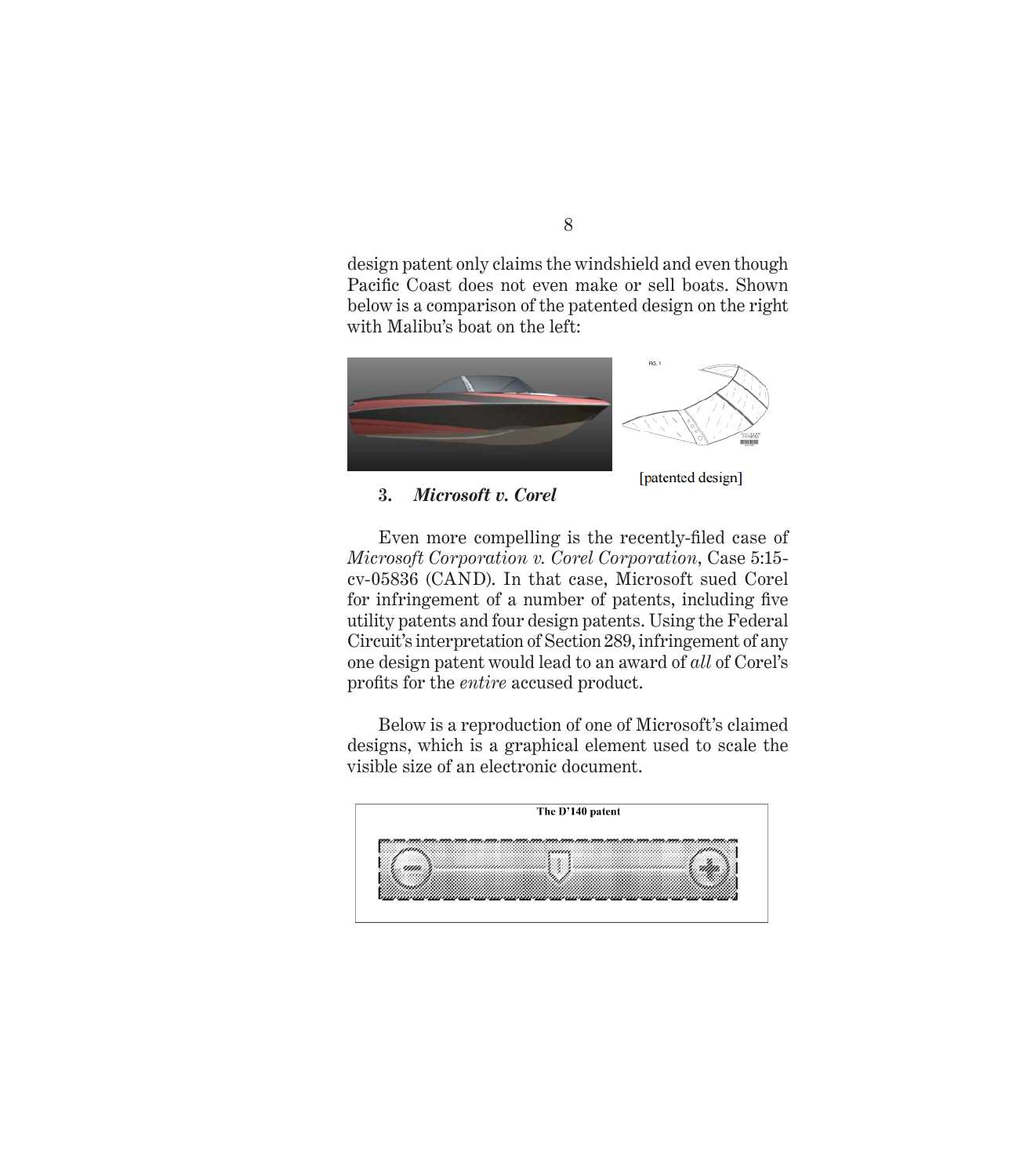design patent only claims the windshield and even though Pacific Coast does not even make or sell boats. Shown below is a comparison of the patented design on the right with Malibu's boat on the left:

[patented design]

### 3. *Microsoft v. Corel*

Even more compelling is the recently-filed case of *Microsoft Corporation v. Corel Corporation*, Case 5:15-cv-05836 (CAND). In that case, Microsoft sued Corel for infringement of a number of patents, including five utility patents and four design patents. Using the Federal Circuit's interpretation of Section 289, infringement of any one design patent would lead to an award of *all* of Corel's profits for the *entire* accused product.

Below is a reproduction of one of Microsoft's claimed designs, which is a graphical element used to scale the visible size of an electronic document.

The D'140 patent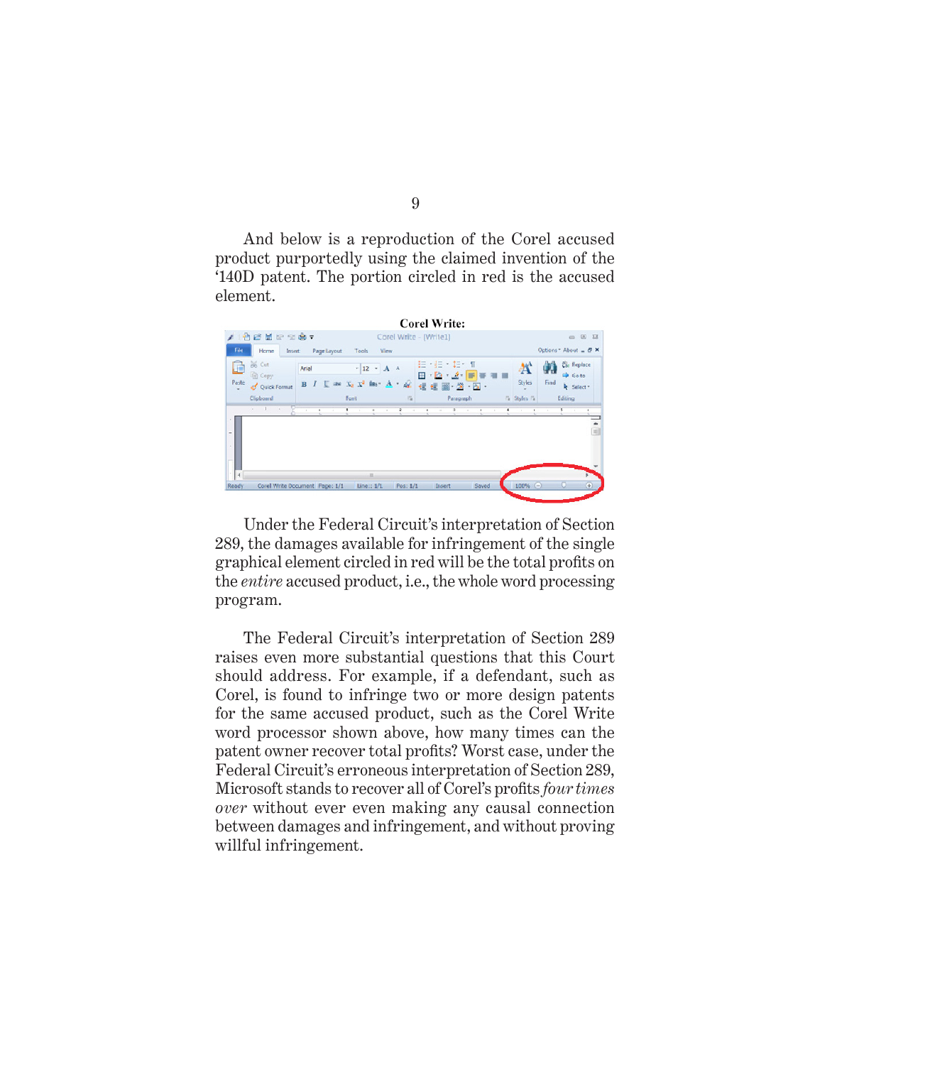And below is a reproduction of the Corel accused product purportedly using the claimed invention of the '140D patent. The portion circled in red is the accused element.

**Corel Write:**

Under the Federal Circuit's interpretation of Section 289, the damages available for infringement of the single graphical element circled in red will be the total profits on the *entire* accused product, i.e., the whole word processing program.

The Federal Circuit's interpretation of Section 289 raises even more substantial questions that this Court should address. For example, if a defendant, such as Corel, is found to infringe two or more design patents for the same accused product, such as the Corel Write word processor shown above, how many times can the patent owner recover total profits? Worst case, under the Federal Circuit's erroneous interpretation of Section 289, Microsoft stands to recover all of Corel's profits *four times over* without ever even making any causal connection between damages and infringement, and without proving willful infringement.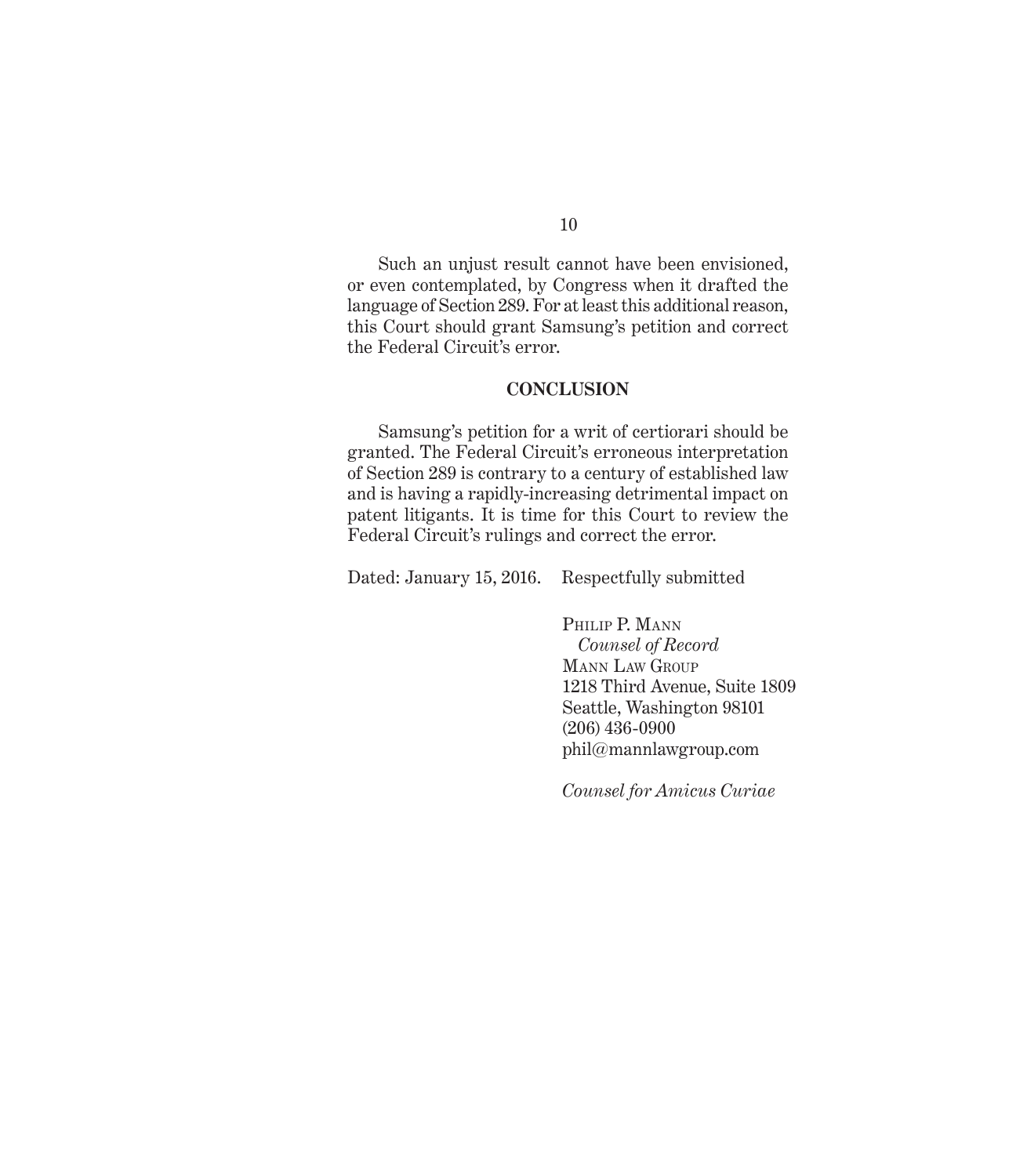Such an unjust result cannot have been envisioned, or even contemplated, by Congress when it drafted the language of Section 289. For at least this additional reason, this Court should grant Samsung's petition and correct the Federal Circuit's error.

## CONCLUSION

Samsung's petition for a writ of certiorari should be granted. The Federal Circuit's erroneous interpretation of Section 289 is contrary to a century of established law and is having a rapidly-increasing detrimental impact on patent litigants. It is time for this Court to review the Federal Circuit's rulings and correct the error.

Dated: January 15, 2016. Respectfully submitted

PHILIP P. MANN
*Counsel of Record*
MANN LAW GROUP
1218 Third Avenue, Suite 1809
Seattle, Washington 98101
(206) 436-0900
phil@mannlawgroup.com

*Counsel for Amicus Curiae*